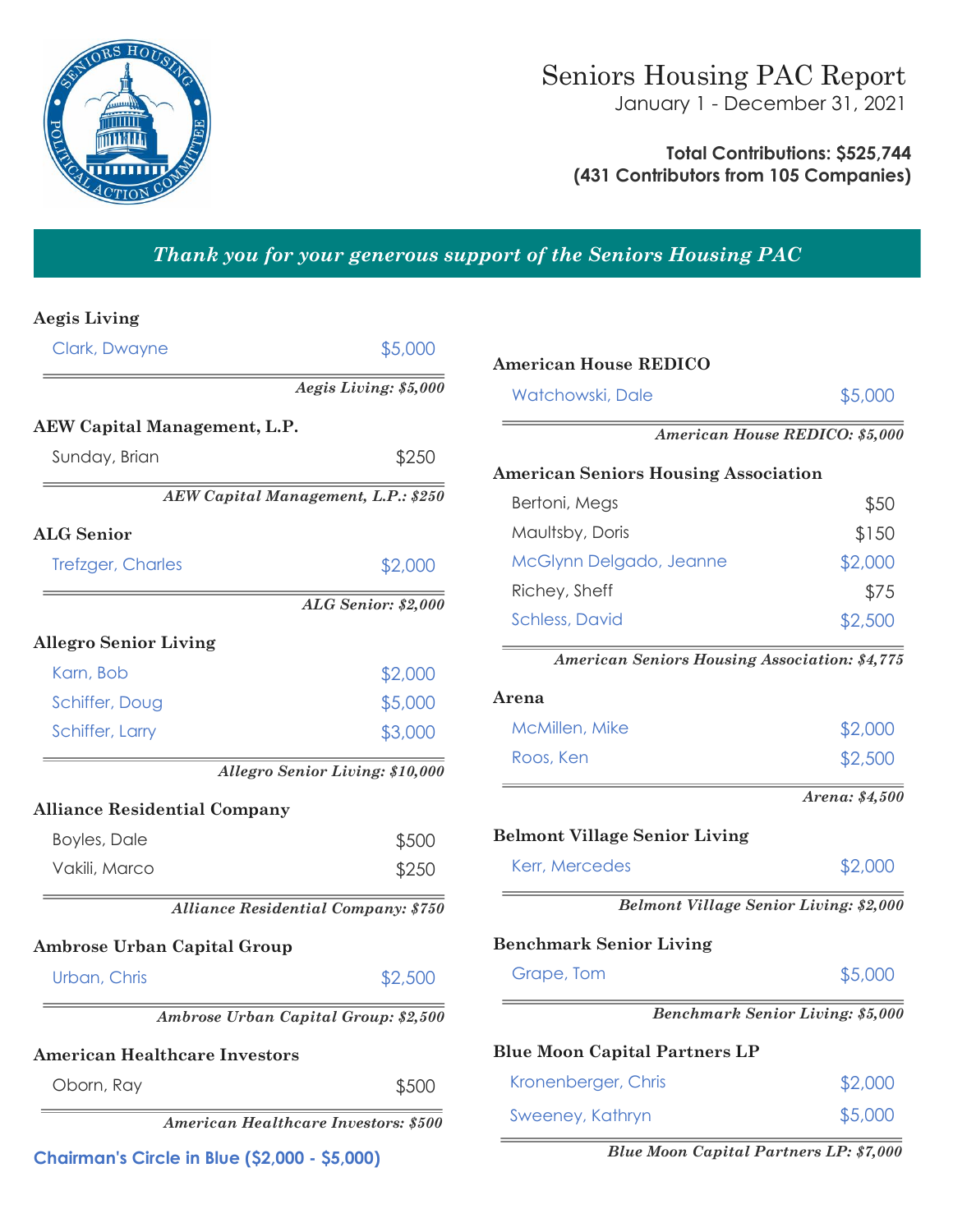# Seniors Housing PAC Report

January 1 - December 31, 2021

**Total Contributions: $525,744**
**(431 Contributors from 105 Companies)**

*Thank you for your generous support of the Seniors Housing PAC*

### Aegis Living

| Contributor | Amount |
|---|---|
| Clark, Dwayne | $5,000 |

*Aegis Living: $5,000*

### AEW Capital Management, L.P.

| Contributor | Amount |
|---|---|
| Sunday, Brian | $250 |

*AEW Capital Management, L.P.: $250*

### ALG Senior

| Contributor | Amount |
|---|---|
| Trefzger, Charles | $2,000 |

*ALG Senior: $2,000*

### Allegro Senior Living

| Contributor | Amount |
|---|---|
| Karn, Bob | $2,000 |
| Schiffer, Doug | $5,000 |
| Schiffer, Larry | $3,000 |

*Allegro Senior Living: $10,000*

### Alliance Residential Company

| Contributor | Amount |
|---|---|
| Boyles, Dale | $500 |
| Vakili, Marco | $250 |

*Alliance Residential Company: $750*

### Ambrose Urban Capital Group

| Contributor | Amount |
|---|---|
| Urban, Chris | $2,500 |

*Ambrose Urban Capital Group: $2,500*

### American Healthcare Investors

| Contributor | Amount |
|---|---|
| Oborn, Ray | $500 |

*American Healthcare Investors: $500*

### American House REDICO

| Contributor | Amount |
|---|---|
| Watchowski, Dale | $5,000 |

*American House REDICO: $5,000*

### American Seniors Housing Association

| Contributor | Amount |
|---|---|
| Bertoni, Megs | $50 |
| Maultsby, Doris | $150 |
| McGlynn Delgado, Jeanne | $2,000 |
| Richey, Sheff | $75 |
| Schless, David | $2,500 |

*American Seniors Housing Association: $4,775*

### Arena

| Contributor | Amount |
|---|---|
| McMillen, Mike | $2,000 |
| Roos, Ken | $2,500 |

*Arena: $4,500*

### Belmont Village Senior Living

| Contributor | Amount |
|---|---|
| Kerr, Mercedes | $2,000 |

*Belmont Village Senior Living: $2,000*

### Benchmark Senior Living

| Contributor | Amount |
|---|---|
| Grape, Tom | $5,000 |

*Benchmark Senior Living: $5,000*

### Blue Moon Capital Partners LP

| Contributor | Amount |
|---|---|
| Kronenberger, Chris | $2,000 |
| Sweeney, Kathryn | $5,000 |

*Blue Moon Capital Partners LP: $7,000*

**Chairman's Circle in Blue ($2,000 - $5,000)**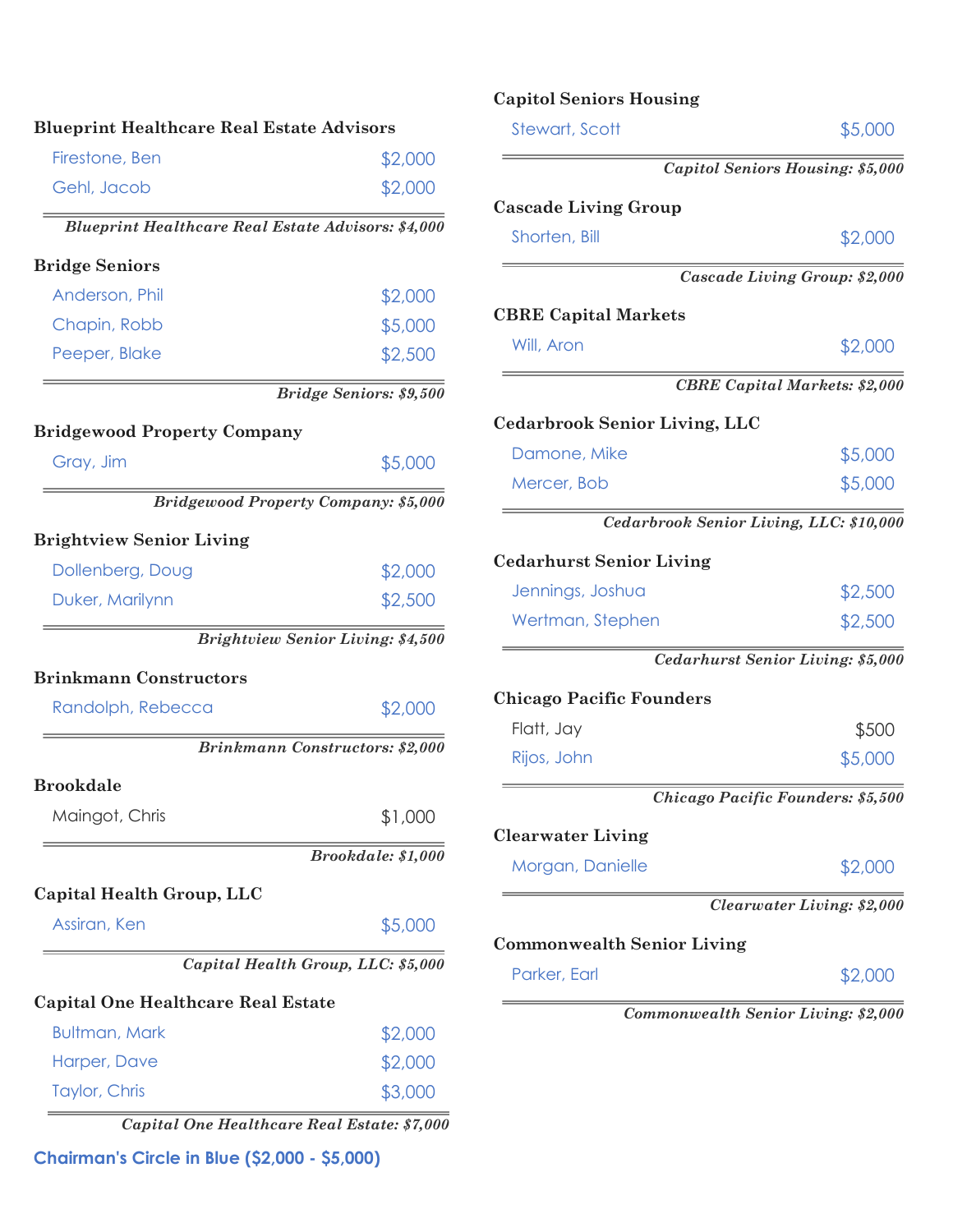**Blueprint Healthcare Real Estate Advisors**

| | |
|---|---|
| Firestone, Ben | $2,000 |
| Gehl, Jacob | $2,000 |

*Blueprint Healthcare Real Estate Advisors: $4,000*

**Bridge Seniors**

| | |
|---|---|
| Anderson, Phil | $2,000 |
| Chapin, Robb | $5,000 |
| Peeper, Blake | $2,500 |

*Bridge Seniors: $9,500*

**Bridgewood Property Company**

| | |
|---|---|
| Gray, Jim | $5,000 |

*Bridgewood Property Company: $5,000*

**Brightview Senior Living**

| | |
|---|---|
| Dollenberg, Doug | $2,000 |
| Duker, Marilynn | $2,500 |

*Brightview Senior Living: $4,500*

**Brinkmann Constructors**

| | |
|---|---|
| Randolph, Rebecca | $2,000 |

*Brinkmann Constructors: $2,000*

**Brookdale**

| | |
|---|---|
| Maingot, Chris | $1,000 |

*Brookdale: $1,000*

**Capital Health Group, LLC**

| | |
|---|---|
| Assiran, Ken | $5,000 |

*Capital Health Group, LLC: $5,000*

**Capital One Healthcare Real Estate**

| | |
|---|---|
| Bultman, Mark | $2,000 |
| Harper, Dave | $2,000 |
| Taylor, Chris | $3,000 |

*Capital One Healthcare Real Estate: $7,000*

**Capitol Seniors Housing**

| | |
|---|---|
| Stewart, Scott | $5,000 |

*Capitol Seniors Housing: $5,000*

**Cascade Living Group**

| | |
|---|---|
| Shorten, Bill | $2,000 |

*Cascade Living Group: $2,000*

**CBRE Capital Markets**

| | |
|---|---|
| Will, Aron | $2,000 |

*CBRE Capital Markets: $2,000*

**Cedarbrook Senior Living, LLC**

| | |
|---|---|
| Damone, Mike | $5,000 |
| Mercer, Bob | $5,000 |

*Cedarbrook Senior Living, LLC: $10,000*

**Cedarhurst Senior Living**

| | |
|---|---|
| Jennings, Joshua | $2,500 |
| Wertman, Stephen | $2,500 |

*Cedarhurst Senior Living: $5,000*

**Chicago Pacific Founders**

| | |
|---|---|
| Flatt, Jay | $500 |
| Rijos, John | $5,000 |

*Chicago Pacific Founders: $5,500*

**Clearwater Living**

| | |
|---|---|
| Morgan, Danielle | $2,000 |

*Clearwater Living: $2,000*

**Commonwealth Senior Living**

| | |
|---|---|
| Parker, Earl | $2,000 |

*Commonwealth Senior Living: $2,000*

**Chairman's Circle in Blue ($2,000 - $5,000)**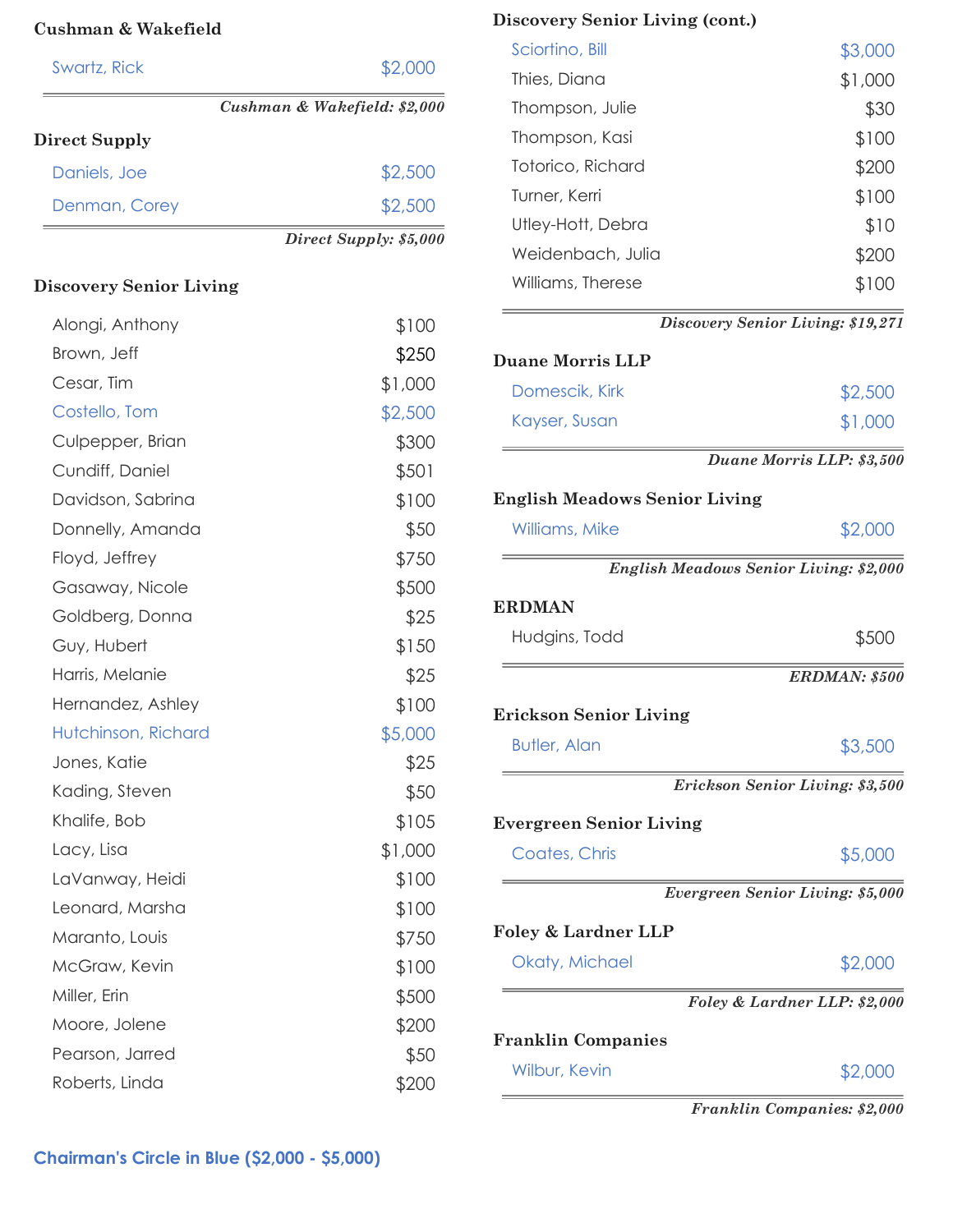### Cushman & Wakefield

| | |
|---|---|
| Swartz, Rick | $2,000 |

*Cushman & Wakefield: $2,000*

### Direct Supply

| | |
|---|---|
| Daniels, Joe | $2,500 |
| Denman, Corey | $2,500 |

*Direct Supply: $5,000*

### Discovery Senior Living

| | |
|---|---|
| Alongi, Anthony | $100 |
| Brown, Jeff | $250 |
| Cesar, Tim | $1,000 |
| Costello, Tom | $2,500 |
| Culpepper, Brian | $300 |
| Cundiff, Daniel | $501 |
| Davidson, Sabrina | $100 |
| Donnelly, Amanda | $50 |
| Floyd, Jeffrey | $750 |
| Gasaway, Nicole | $500 |
| Goldberg, Donna | $25 |
| Guy, Hubert | $150 |
| Harris, Melanie | $25 |
| Hernandez, Ashley | $100 |
| Hutchinson, Richard | $5,000 |
| Jones, Katie | $25 |
| Kading, Steven | $50 |
| Khalife, Bob | $105 |
| Lacy, Lisa | $1,000 |
| LaVanway, Heidi | $100 |
| Leonard, Marsha | $100 |
| Maranto, Louis | $750 |
| McGraw, Kevin | $100 |
| Miller, Erin | $500 |
| Moore, Jolene | $200 |
| Pearson, Jarred | $50 |
| Roberts, Linda | $200 |

### Discovery Senior Living (cont.)

| | |
|---|---|
| Sciortino, Bill | $3,000 |
| Thies, Diana | $1,000 |
| Thompson, Julie | $30 |
| Thompson, Kasi | $100 |
| Totorico, Richard | $200 |
| Turner, Kerri | $100 |
| Utley-Hott, Debra | $10 |
| Weidenbach, Julia | $200 |
| Williams, Therese | $100 |

*Discovery Senior Living: $19,271*

### Duane Morris LLP

| | |
|---|---|
| Domescik, Kirk | $2,500 |
| Kayser, Susan | $1,000 |

*Duane Morris LLP: $3,500*

### English Meadows Senior Living

| | |
|---|---|
| Williams, Mike | $2,000 |

*English Meadows Senior Living: $2,000*

### ERDMAN

| | |
|---|---|
| Hudgins, Todd | $500 |

*ERDMAN: $500*

### Erickson Senior Living

| | |
|---|---|
| Butler, Alan | $3,500 |

*Erickson Senior Living: $3,500*

### Evergreen Senior Living

| | |
|---|---|
| Coates, Chris | $5,000 |

*Evergreen Senior Living: $5,000*

### Foley & Lardner LLP

| | |
|---|---|
| Okaty, Michael | $2,000 |

*Foley & Lardner LLP: $2,000*

### Franklin Companies

| | |
|---|---|
| Wilbur, Kevin | $2,000 |

*Franklin Companies: $2,000*

**Chairman's Circle in Blue ($2,000 - $5,000)**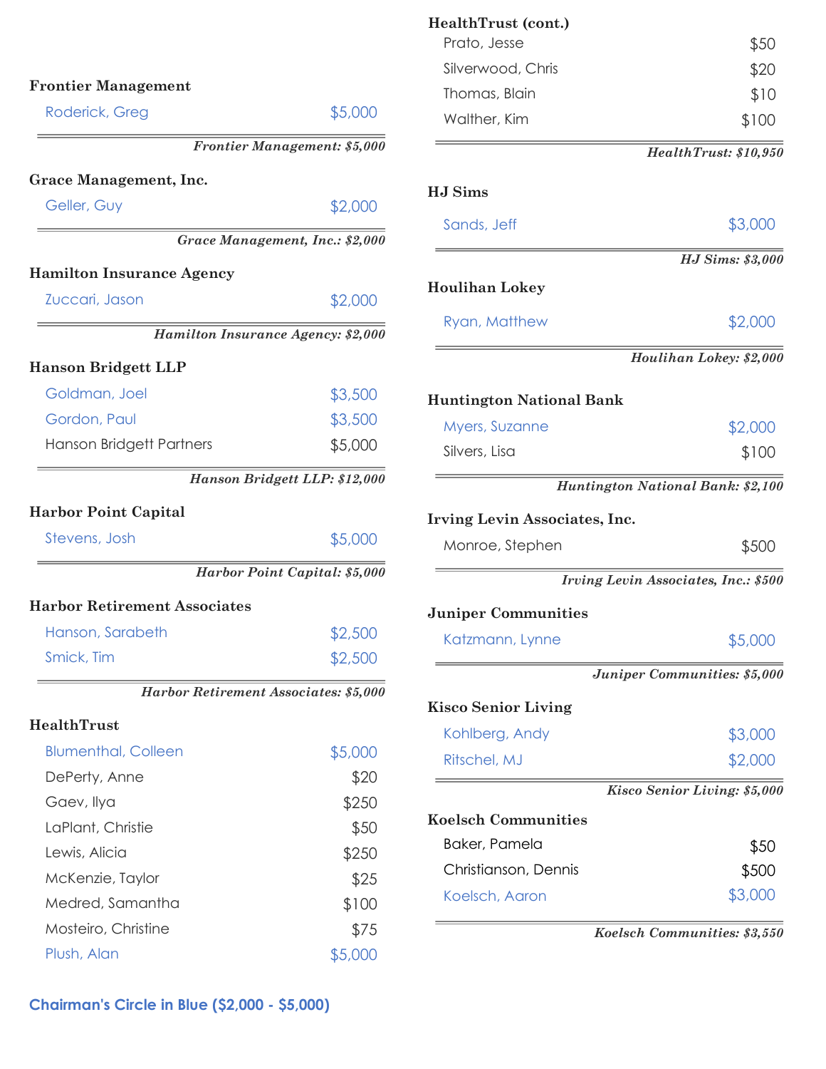### Frontier Management

| | |
|---|---|
| Roderick, Greg | $5,000 |

*Frontier Management: $5,000*

### Grace Management, Inc.

| | |
|---|---|
| Geller, Guy | $2,000 |

*Grace Management, Inc.: $2,000*

### Hamilton Insurance Agency

| | |
|---|---|
| Zuccari, Jason | $2,000 |

*Hamilton Insurance Agency: $2,000*

### Hanson Bridgett LLP

| | |
|---|---|
| Goldman, Joel | $3,500 |
| Gordon, Paul | $3,500 |
| Hanson Bridgett Partners | $5,000 |

*Hanson Bridgett LLP: $12,000*

### Harbor Point Capital

| | |
|---|---|
| Stevens, Josh | $5,000 |

*Harbor Point Capital: $5,000*

### Harbor Retirement Associates

| | |
|---|---|
| Hanson, Sarabeth | $2,500 |
| Smick, Tim | $2,500 |

*Harbor Retirement Associates: $5,000*

### HealthTrust

| | |
|---|---|
| Blumenthal, Colleen | $5,000 |
| DePerty, Anne | $20 |
| Gaev, Ilya | $250 |
| LaPlant, Christie | $50 |
| Lewis, Alicia | $250 |
| McKenzie, Taylor | $25 |
| Medred, Samantha | $100 |
| Mosteiro, Christine | $75 |
| Plush, Alan | $5,000 |
| Prato, Jesse | $50 |
| Silverwood, Chris | $20 |
| Thomas, Blain | $10 |
| Walther, Kim | $100 |

*HealthTrust: $10,950*

### HJ Sims

| | |
|---|---|
| Sands, Jeff | $3,000 |

*HJ Sims: $3,000*

### Houlihan Lokey

| | |
|---|---|
| Ryan, Matthew | $2,000 |

*Houlihan Lokey: $2,000*

### Huntington National Bank

| | |
|---|---|
| Myers, Suzanne | $2,000 |
| Silvers, Lisa | $100 |

*Huntington National Bank: $2,100*

### Irving Levin Associates, Inc.

| | |
|---|---|
| Monroe, Stephen | $500 |

*Irving Levin Associates, Inc.: $500*

### Juniper Communities

| | |
|---|---|
| Katzmann, Lynne | $5,000 |

*Juniper Communities: $5,000*

### Kisco Senior Living

| | |
|---|---|
| Kohlberg, Andy | $3,000 |
| Ritschel, MJ | $2,000 |

*Kisco Senior Living: $5,000*

### Koelsch Communities

| | |
|---|---|
| Baker, Pamela | $50 |
| Christianson, Dennis | $500 |
| Koelsch, Aaron | $3,000 |

*Koelsch Communities: $3,550*

**Chairman's Circle in Blue ($2,000 - $5,000)**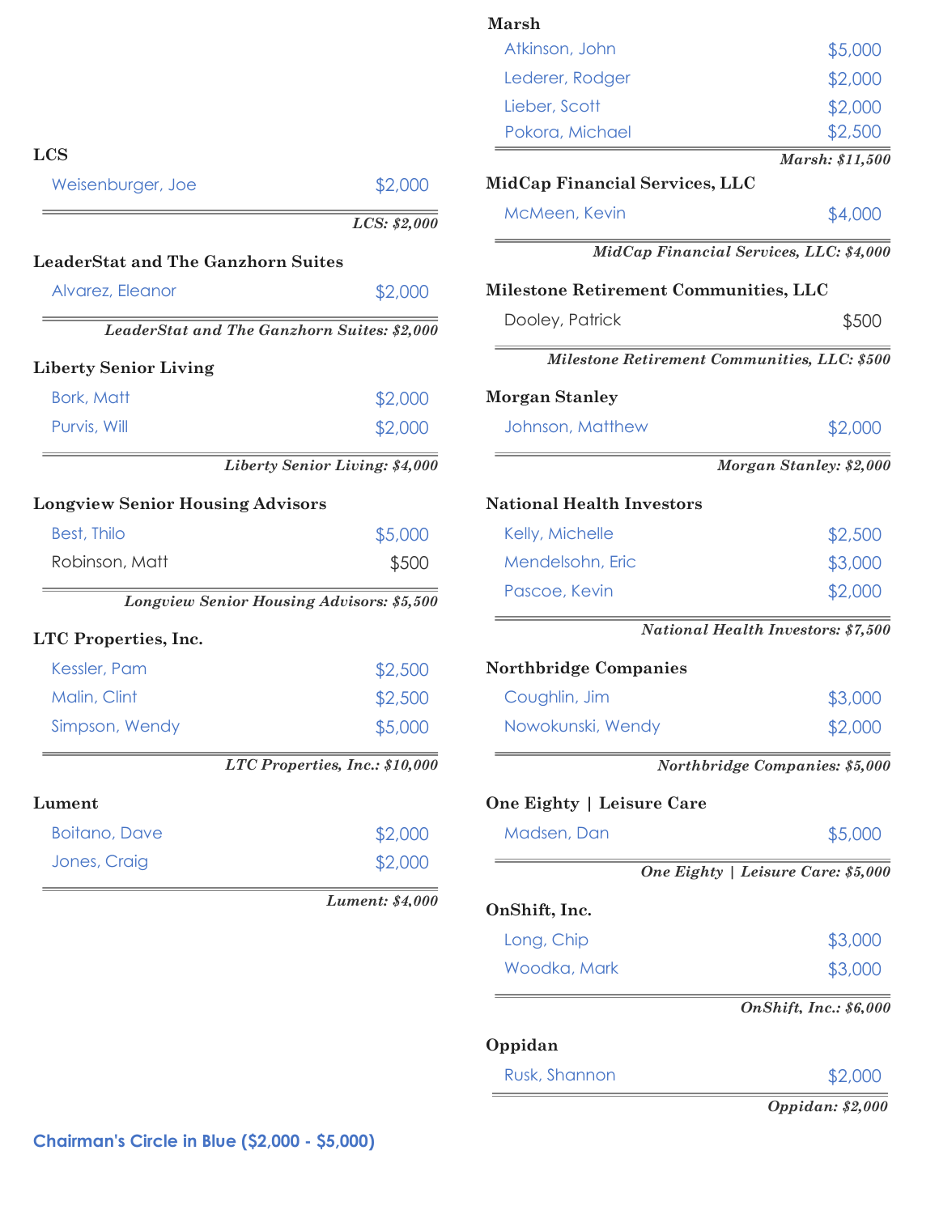### LCS

| | |
|---|---|
| Weisenburger, Joe | $2,000 |

*LCS: $2,000*

### LeaderStat and The Ganzhorn Suites

| | |
|---|---|
| Alvarez, Eleanor | $2,000 |

*LeaderStat and The Ganzhorn Suites: $2,000*

### Liberty Senior Living

| | |
|---|---|
| Bork, Matt | $2,000 |
| Purvis, Will | $2,000 |

*Liberty Senior Living: $4,000*

### Longview Senior Housing Advisors

| | |
|---|---|
| Best, Thilo | $5,000 |
| Robinson, Matt | $500 |

*Longview Senior Housing Advisors: $5,500*

### LTC Properties, Inc.

| | |
|---|---|
| Kessler, Pam | $2,500 |
| Malin, Clint | $2,500 |
| Simpson, Wendy | $5,000 |

*LTC Properties, Inc.: $10,000*

### Lument

| | |
|---|---|
| Boitano, Dave | $2,000 |
| Jones, Craig | $2,000 |

*Lument: $4,000*

### Marsh

| | |
|---|---|
| Atkinson, John | $5,000 |
| Lederer, Rodger | $2,000 |
| Lieber, Scott | $2,000 |
| Pokora, Michael | $2,500 |

*Marsh: $11,500*

### MidCap Financial Services, LLC

| | |
|---|---|
| McMeen, Kevin | $4,000 |

*MidCap Financial Services, LLC: $4,000*

### Milestone Retirement Communities, LLC

| | |
|---|---|
| Dooley, Patrick | $500 |

*Milestone Retirement Communities, LLC: $500*

### Morgan Stanley

| | |
|---|---|
| Johnson, Matthew | $2,000 |

*Morgan Stanley: $2,000*

### National Health Investors

| | |
|---|---|
| Kelly, Michelle | $2,500 |
| Mendelsohn, Eric | $3,000 |
| Pascoe, Kevin | $2,000 |

*National Health Investors: $7,500*

### Northbridge Companies

| | |
|---|---|
| Coughlin, Jim | $3,000 |
| Nowokunski, Wendy | $2,000 |

*Northbridge Companies: $5,000*

### One Eighty | Leisure Care

| | |
|---|---|
| Madsen, Dan | $5,000 |

*One Eighty | Leisure Care: $5,000*

### OnShift, Inc.

| | |
|---|---|
| Long, Chip | $3,000 |
| Woodka, Mark | $3,000 |

*OnShift, Inc.: $6,000*

### Oppidan

| | |
|---|---|
| Rusk, Shannon | $2,000 |

*Oppidan: $2,000*

**Chairman's Circle in Blue ($2,000 - $5,000)**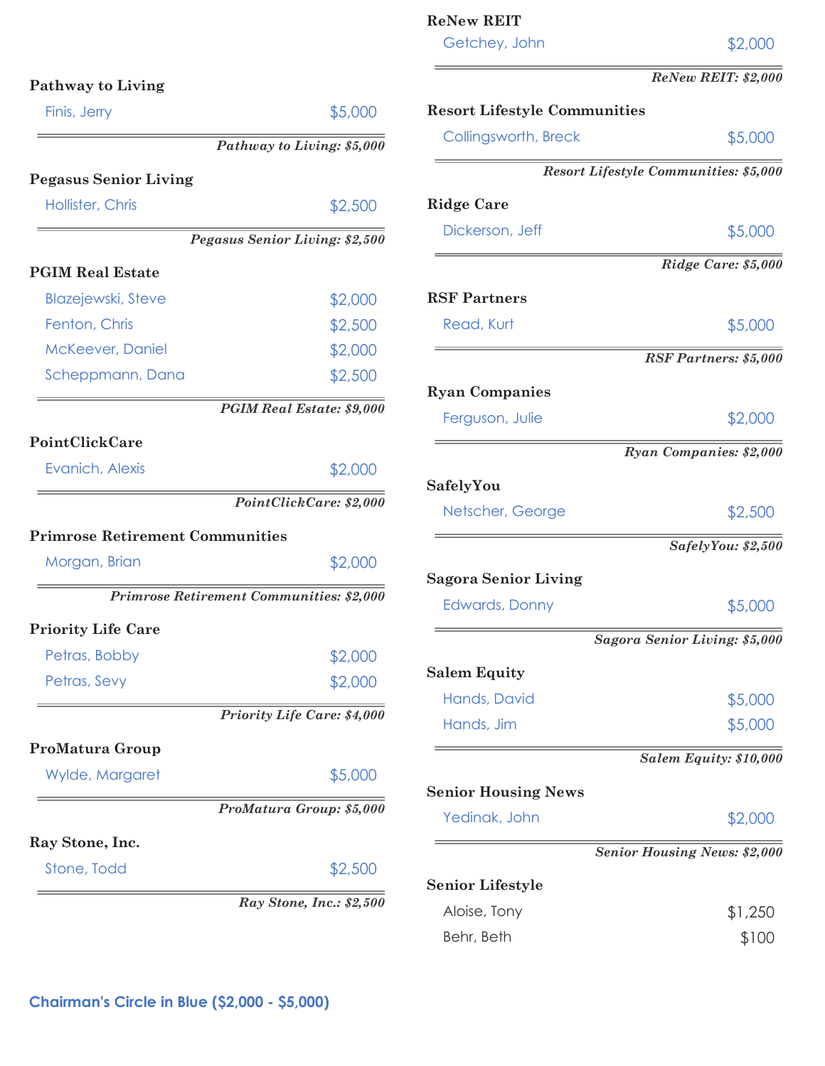**Pathway to Living**

| | |
|---|---|
| Finis, Jerry | $5,000 |

*Pathway to Living: $5,000*

**Pegasus Senior Living**

| | |
|---|---|
| Hollister, Chris | $2,500 |

*Pegasus Senior Living: $2,500*

**PGIM Real Estate**

| | |
|---|---|
| Blazejewski, Steve | $2,000 |
| Fenton, Chris | $2,500 |
| McKeever, Daniel | $2,000 |
| Scheppmann, Dana | $2,500 |

*PGIM Real Estate: $9,000*

**PointClickCare**

| | |
|---|---|
| Evanich, Alexis | $2,000 |

*PointClickCare: $2,000*

**Primrose Retirement Communities**

| | |
|---|---|
| Morgan, Brian | $2,000 |

*Primrose Retirement Communities: $2,000*

**Priority Life Care**

| | |
|---|---|
| Petras, Bobby | $2,000 |
| Petras, Sevy | $2,000 |

*Priority Life Care: $4,000*

**ProMatura Group**

| | |
|---|---|
| Wylde, Margaret | $5,000 |

*ProMatura Group: $5,000*

**Ray Stone, Inc.**

| | |
|---|---|
| Stone, Todd | $2,500 |

*Ray Stone, Inc.: $2,500*

**ReNew REIT**

| | |
|---|---|
| Getchey, John | $2,000 |

*ReNew REIT: $2,000*

**Resort Lifestyle Communities**

| | |
|---|---|
| Collingsworth, Breck | $5,000 |

*Resort Lifestyle Communities: $5,000*

**Ridge Care**

| | |
|---|---|
| Dickerson, Jeff | $5,000 |

*Ridge Care: $5,000*

**RSF Partners**

| | |
|---|---|
| Read, Kurt | $5,000 |

*RSF Partners: $5,000*

**Ryan Companies**

| | |
|---|---|
| Ferguson, Julie | $2,000 |

*Ryan Companies: $2,000*

**SafelyYou**

| | |
|---|---|
| Netscher, George | $2,500 |

*SafelyYou: $2,500*

**Sagora Senior Living**

| | |
|---|---|
| Edwards, Donny | $5,000 |

*Sagora Senior Living: $5,000*

**Salem Equity**

| | |
|---|---|
| Hands, David | $5,000 |
| Hands, Jim | $5,000 |

*Salem Equity: $10,000*

**Senior Housing News**

| | |
|---|---|
| Yedinak, John | $2,000 |

*Senior Housing News: $2,000*

**Senior Lifestyle**

| | |
|---|---|
| Aloise, Tony | $1,250 |
| Behr, Beth | $100 |

**Chairman's Circle in Blue ($2,000 - $5,000)**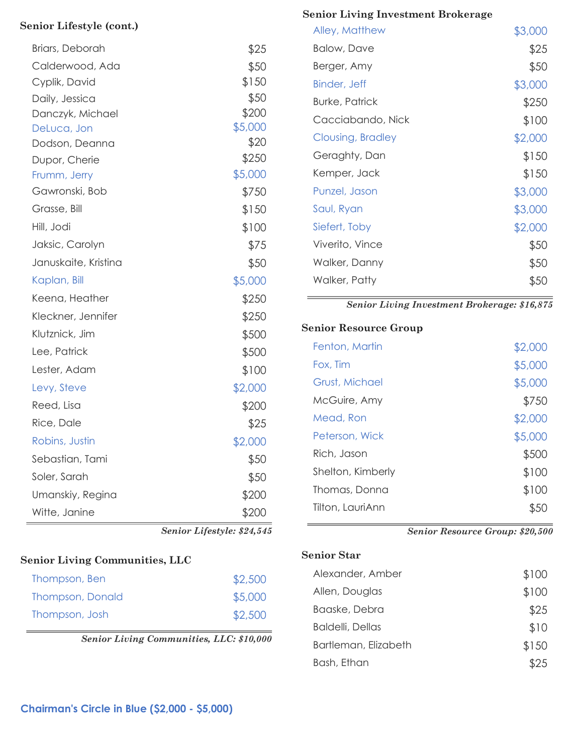### Senior Lifestyle (cont.)

| Name | Amount |
|---|---|
| Briars, Deborah | $25 |
| Calderwood, Ada | $50 |
| Cyplik, David | $150 |
| Daily, Jessica | $50 |
| Danczyk, Michael | $200 |
| DeLuca, Jon | $5,000 |
| Dodson, Deanna | $20 |
| Dupor, Cherie | $250 |
| Frumm, Jerry | $5,000 |
| Gawronski, Bob | $750 |
| Grasse, Bill | $150 |
| Hill, Jodi | $100 |
| Jaksic, Carolyn | $75 |
| Januskaite, Kristina | $50 |
| Kaplan, Bill | $5,000 |
| Keena, Heather | $250 |
| Kleckner, Jennifer | $250 |
| Klutznick, Jim | $500 |
| Lee, Patrick | $500 |
| Lester, Adam | $100 |
| Levy, Steve | $2,000 |
| Reed, Lisa | $200 |
| Rice, Dale | $25 |
| Robins, Justin | $2,000 |
| Sebastian, Tami | $50 |
| Soler, Sarah | $50 |
| Umanskiy, Regina | $200 |
| Witte, Janine | $200 |

*Senior Lifestyle: $24,545*

### Senior Living Communities, LLC

| Name | Amount |
|---|---|
| Thompson, Ben | $2,500 |
| Thompson, Donald | $5,000 |
| Thompson, Josh | $2,500 |

*Senior Living Communities, LLC: $10,000*

### Senior Living Investment Brokerage

| Name | Amount |
|---|---|
| Alley, Matthew | $3,000 |
| Balow, Dave | $25 |
| Berger, Amy | $50 |
| Binder, Jeff | $3,000 |
| Burke, Patrick | $250 |
| Cacciabando, Nick | $100 |
| Clousing, Bradley | $2,000 |
| Geraghty, Dan | $150 |
| Kemper, Jack | $150 |
| Punzel, Jason | $3,000 |
| Saul, Ryan | $3,000 |
| Siefert, Toby | $2,000 |
| Viverito, Vince | $50 |
| Walker, Danny | $50 |
| Walker, Patty | $50 |

*Senior Living Investment Brokerage: $16,875*

### Senior Resource Group

| Name | Amount |
|---|---|
| Fenton, Martin | $2,000 |
| Fox, Tim | $5,000 |
| Grust, Michael | $5,000 |
| McGuire, Amy | $750 |
| Mead, Ron | $2,000 |
| Peterson, Wick | $5,000 |
| Rich, Jason | $500 |
| Shelton, Kimberly | $100 |
| Thomas, Donna | $100 |
| Tilton, LauriAnn | $50 |

*Senior Resource Group: $20,500*

### Senior Star

| Name | Amount |
|---|---|
| Alexander, Amber | $100 |
| Allen, Douglas | $100 |
| Baaske, Debra | $25 |
| Baldelli, Dellas | $10 |
| Bartleman, Elizabeth | $150 |
| Bash, Ethan | $25 |

**Chairman's Circle in Blue ($2,000 - $5,000)**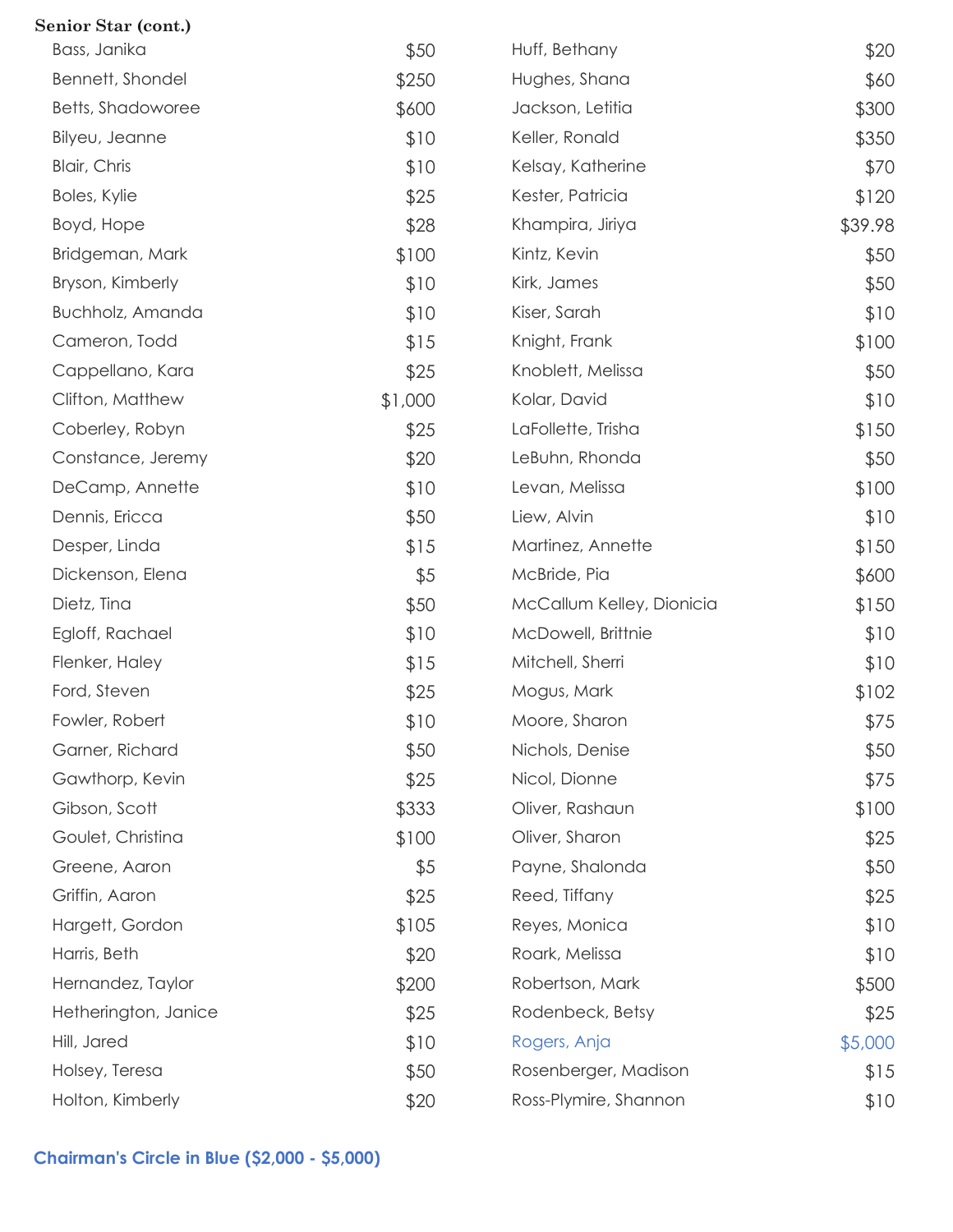**Senior Star (cont.)**

| Name | Amount |
|---|---|
| Bass, Janika | $50 |
| Bennett, Shondel | $250 |
| Betts, Shadoworee | $600 |
| Bilyeu, Jeanne | $10 |
| Blair, Chris | $10 |
| Boles, Kylie | $25 |
| Boyd, Hope | $28 |
| Bridgeman, Mark | $100 |
| Bryson, Kimberly | $10 |
| Buchholz, Amanda | $10 |
| Cameron, Todd | $15 |
| Cappellano, Kara | $25 |
| Clifton, Matthew | $1,000 |
| Coberley, Robyn | $25 |
| Constance, Jeremy | $20 |
| DeCamp, Annette | $10 |
| Dennis, Ericca | $50 |
| Desper, Linda | $15 |
| Dickenson, Elena | $5 |
| Dietz, Tina | $50 |
| Egloff, Rachael | $10 |
| Flenker, Haley | $15 |
| Ford, Steven | $25 |
| Fowler, Robert | $10 |
| Garner, Richard | $50 |
| Gawthorp, Kevin | $25 |
| Gibson, Scott | $333 |
| Goulet, Christina | $100 |
| Greene, Aaron | $5 |
| Griffin, Aaron | $25 |
| Hargett, Gordon | $105 |
| Harris, Beth | $20 |
| Hernandez, Taylor | $200 |
| Hetherington, Janice | $25 |
| Hill, Jared | $10 |
| Holsey, Teresa | $50 |
| Holton, Kimberly | $20 |
| Huff, Bethany | $20 |
| Hughes, Shana | $60 |
| Jackson, Letitia | $300 |
| Keller, Ronald | $350 |
| Kelsay, Katherine | $70 |
| Kester, Patricia | $120 |
| Khampira, Jiriya | $39.98 |
| Kintz, Kevin | $50 |
| Kirk, James | $50 |
| Kiser, Sarah | $10 |
| Knight, Frank | $100 |
| Knoblett, Melissa | $50 |
| Kolar, David | $10 |
| LaFollette, Trisha | $150 |
| LeBuhn, Rhonda | $50 |
| Levan, Melissa | $100 |
| Liew, Alvin | $10 |
| Martinez, Annette | $150 |
| McBride, Pia | $600 |
| McCallum Kelley, Dionicia | $150 |
| McDowell, Brittnie | $10 |
| Mitchell, Sherri | $10 |
| Mogus, Mark | $102 |
| Moore, Sharon | $75 |
| Nichols, Denise | $50 |
| Nicol, Dionne | $75 |
| Oliver, Rashaun | $100 |
| Oliver, Sharon | $25 |
| Payne, Shalonda | $50 |
| Reed, Tiffany | $25 |
| Reyes, Monica | $10 |
| Roark, Melissa | $10 |
| Robertson, Mark | $500 |
| Rodenbeck, Betsy | $25 |
| Rogers, Anja | $5,000 |
| Rosenberger, Madison | $15 |
| Ross-Plymire, Shannon | $10 |

**Chairman's Circle in Blue ($2,000 - $5,000)**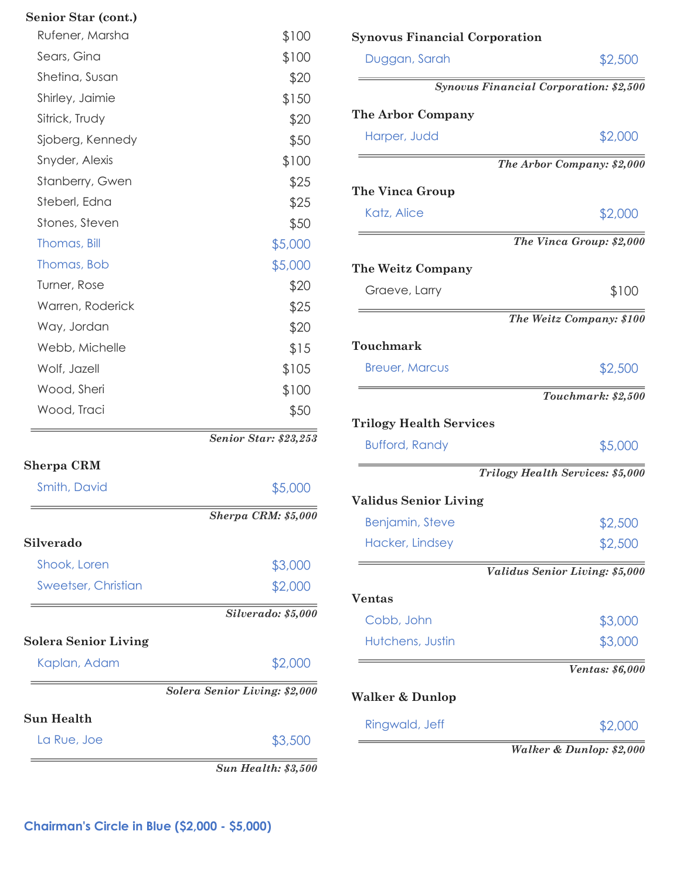**Senior Star (cont.)**

| | |
|---|---|
| Rufener, Marsha | $100 |
| Sears, Gina | $100 |
| Shetina, Susan | $20 |
| Shirley, Jaimie | $150 |
| Sitrick, Trudy | $20 |
| Sjoberg, Kennedy | $50 |
| Snyder, Alexis | $100 |
| Stanberry, Gwen | $25 |
| Steberl, Edna | $25 |
| Stones, Steven | $50 |
| Thomas, Bill | $5,000 |
| Thomas, Bob | $5,000 |
| Turner, Rose | $20 |
| Warren, Roderick | $25 |
| Way, Jordan | $20 |
| Webb, Michelle | $15 |
| Wolf, Jazell | $105 |
| Wood, Sheri | $100 |
| Wood, Traci | $50 |

*Senior Star: $23,253*

**Sherpa CRM**

| | |
|---|---|
| Smith, David | $5,000 |

*Sherpa CRM: $5,000*

**Silverado**

| | |
|---|---|
| Shook, Loren | $3,000 |
| Sweetser, Christian | $2,000 |

*Silverado: $5,000*

**Solera Senior Living**

| | |
|---|---|
| Kaplan, Adam | $2,000 |

*Solera Senior Living: $2,000*

**Sun Health**

| | |
|---|---|
| La Rue, Joe | $3,500 |

*Sun Health: $3,500*

**Synovus Financial Corporation**

| | |
|---|---|
| Duggan, Sarah | $2,500 |

*Synovus Financial Corporation: $2,500*

**The Arbor Company**

| | |
|---|---|
| Harper, Judd | $2,000 |

*The Arbor Company: $2,000*

**The Vinca Group**

| | |
|---|---|
| Katz, Alice | $2,000 |

*The Vinca Group: $2,000*

**The Weitz Company**

| | |
|---|---|
| Graeve, Larry | $100 |

*The Weitz Company: $100*

**Touchmark**

| | |
|---|---|
| Breuer, Marcus | $2,500 |

*Touchmark: $2,500*

**Trilogy Health Services**

| | |
|---|---|
| Bufford, Randy | $5,000 |

*Trilogy Health Services: $5,000*

**Validus Senior Living**

| | |
|---|---|
| Benjamin, Steve | $2,500 |
| Hacker, Lindsey | $2,500 |

*Validus Senior Living: $5,000*

**Ventas**

| | |
|---|---|
| Cobb, John | $3,000 |
| Hutchens, Justin | $3,000 |

*Ventas: $6,000*

**Walker & Dunlop**

| | |
|---|---|
| Ringwald, Jeff | $2,000 |

*Walker & Dunlop: $2,000*

**Chairman's Circle in Blue ($2,000 - $5,000)**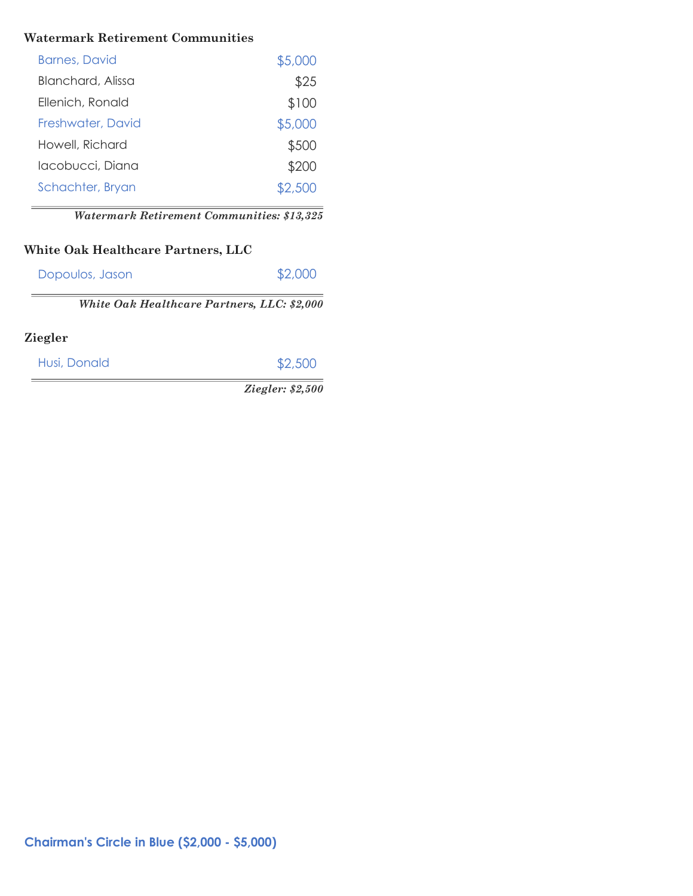### Watermark Retirement Communities

| | |
|---|---|
| Barnes, David | $5,000 |
| Blanchard, Alissa | $25 |
| Ellenich, Ronald | $100 |
| Freshwater, David | $5,000 |
| Howell, Richard | $500 |
| Iacobucci, Diana | $200 |
| Schachter, Bryan | $2,500 |

***Watermark Retirement Communities: $13,325***

### White Oak Healthcare Partners, LLC

| | |
|---|---|
| Dopoulos, Jason | $2,000 |

***White Oak Healthcare Partners, LLC: $2,000***

### Ziegler

| | |
|---|---|
| Husi, Donald | $2,500 |

***Ziegler: $2,500***

**Chairman's Circle in Blue ($2,000 - $5,000)**